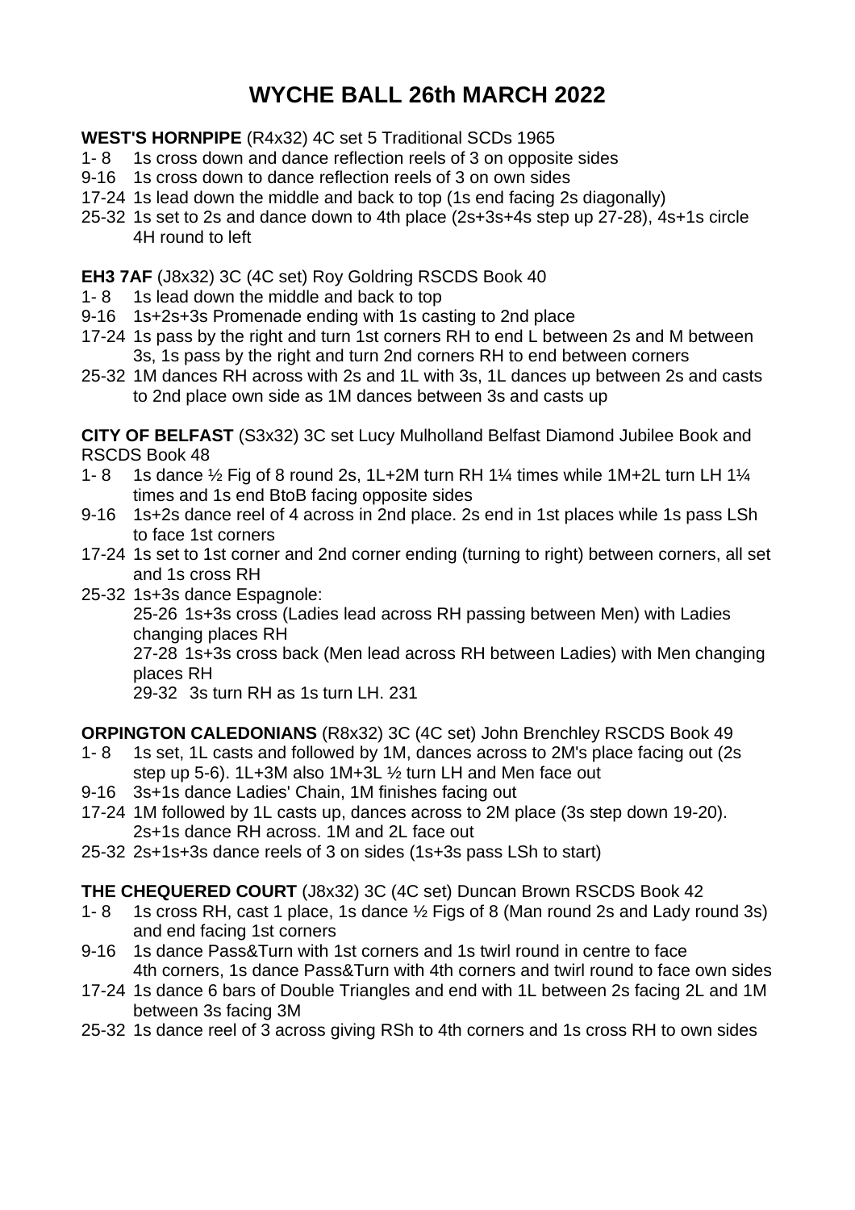# WYCHE BALL 26th MARCH 2022

**WEST'S HORNPIPE** (R4x32) 4C set 5 Traditional SCDs 1965

- 1- 8 1s cross down and dance reflection reels of 3 on opposite sides
- 9-16 1s cross down to dance reflection reels of 3 on own sides
- 17-24 1s lead down the middle and back to top (1s end facing 2s diagonally)
- 25-32 1s set to 2s and dance down to 4th place (2s+3s+4s step up 27-28), 4s+1s circle 4H round to left

**EH3 7AF** (J8x32) 3C (4C set) Roy Goldring RSCDS Book 40

- 1- 8 1s lead down the middle and back to top
- 9-16 1s+2s+3s Promenade ending with 1s casting to 2nd place
- 17-24 1s pass by the right and turn 1st corners RH to end L between 2s and M between 3s, 1s pass by the right and turn 2nd corners RH to end between corners
- 25-32 1M dances RH across with 2s and 1L with 3s, 1L dances up between 2s and casts to 2nd place own side as 1M dances between 3s and casts up

**CITY OF BELFAST** (S3x32) 3C set Lucy Mulholland Belfast Diamond Jubilee Book and RSCDS Book 48

- 1- 8 1s dance ½ Fig of 8 round 2s, 1L+2M turn RH 1¼ times while 1M+2L turn LH 1¼ times and 1s end BtoB facing opposite sides
- 9-16 1s+2s dance reel of 4 across in 2nd place. 2s end in 1st places while 1s pass LSh to face 1st corners
- 17-24 1s set to 1st corner and 2nd corner ending (turning to right) between corners, all set and 1s cross RH
- 25-32 1s+3s dance Espagnole:
  - 25-26 1s+3s cross (Ladies lead across RH passing between Men) with Ladies changing places RH
  - 27-28 1s+3s cross back (Men lead across RH between Ladies) with Men changing places RH
  - 29-32 3s turn RH as 1s turn LH. 231

**ORPINGTON CALEDONIANS** (R8x32) 3C (4C set) John Brenchley RSCDS Book 49

- 1- 8 1s set, 1L casts and followed by 1M, dances across to 2M's place facing out (2s step up 5-6). 1L+3M also 1M+3L ½ turn LH and Men face out
- 9-16 3s+1s dance Ladies' Chain, 1M finishes facing out
- 17-24 1M followed by 1L casts up, dances across to 2M place (3s step down 19-20). 2s+1s dance RH across. 1M and 2L face out
- 25-32 2s+1s+3s dance reels of 3 on sides (1s+3s pass LSh to start)

**THE CHEQUERED COURT** (J8x32) 3C (4C set) Duncan Brown RSCDS Book 42

- 1- 8 1s cross RH, cast 1 place, 1s dance ½ Figs of 8 (Man round 2s and Lady round 3s) and end facing 1st corners
- 9-16 1s dance Pass&Turn with 1st corners and 1s twirl round in centre to face 4th corners, 1s dance Pass&Turn with 4th corners and twirl round to face own sides
- 17-24 1s dance 6 bars of Double Triangles and end with 1L between 2s facing 2L and 1M between 3s facing 3M
- 25-32 1s dance reel of 3 across giving RSh to 4th corners and 1s cross RH to own sides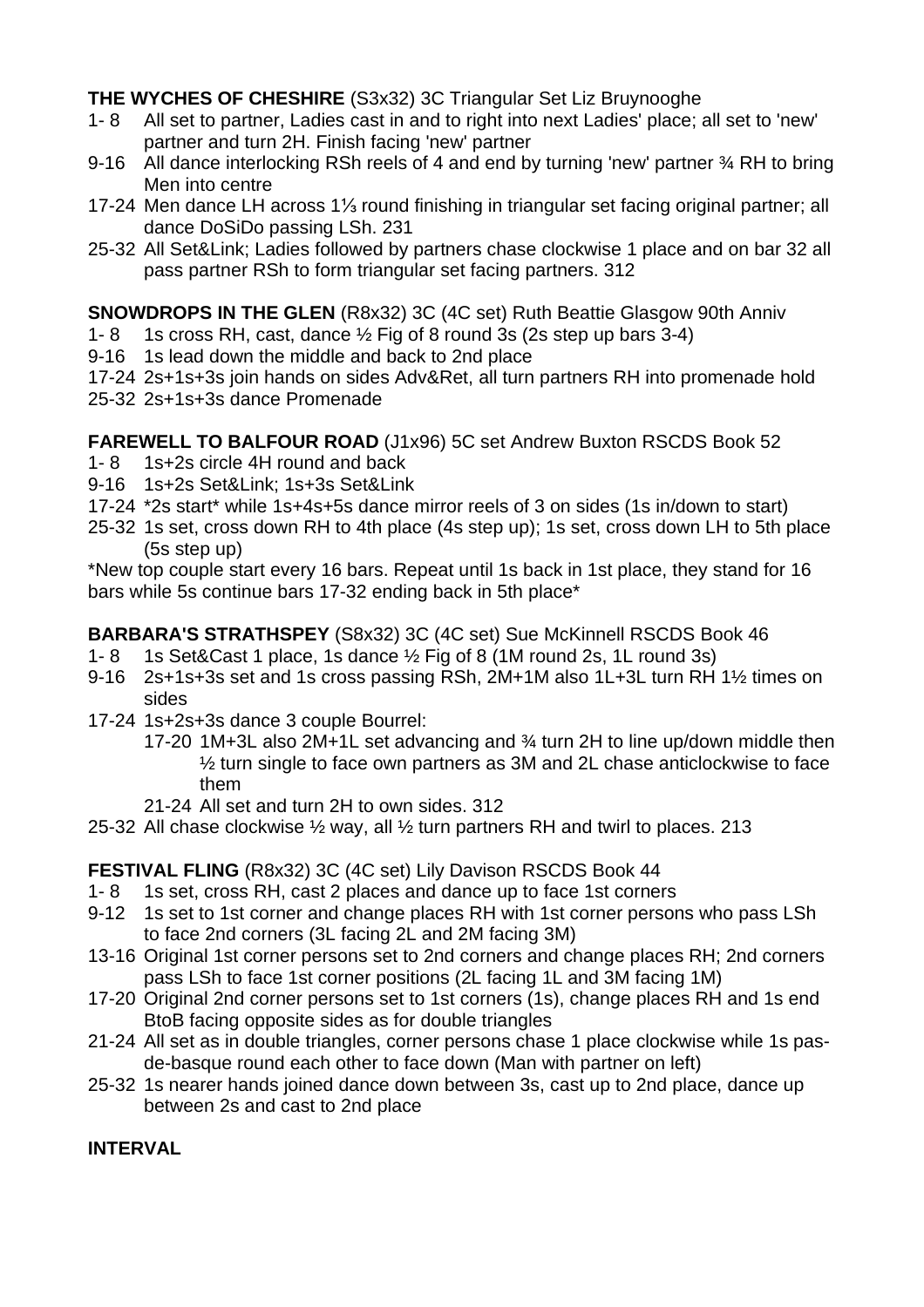**THE WYCHES OF CHESHIRE** (S3x32) 3C Triangular Set Liz Bruynooghe

- 1- 8 All set to partner, Ladies cast in and to right into next Ladies' place; all set to 'new' partner and turn 2H. Finish facing 'new' partner
- 9-16 All dance interlocking RSh reels of 4 and end by turning 'new' partner ¾ RH to bring Men into centre
- 17-24 Men dance LH across 1⅓ round finishing in triangular set facing original partner; all dance DoSiDo passing LSh. 231
- 25-32 All Set&Link; Ladies followed by partners chase clockwise 1 place and on bar 32 all pass partner RSh to form triangular set facing partners. 312

**SNOWDROPS IN THE GLEN** (R8x32) 3C (4C set) Ruth Beattie Glasgow 90th Anniv

- 1- 8 1s cross RH, cast, dance ½ Fig of 8 round 3s (2s step up bars 3-4)
- 9-16 1s lead down the middle and back to 2nd place
- 17-24 2s+1s+3s join hands on sides Adv&Ret, all turn partners RH into promenade hold
- 25-32 2s+1s+3s dance Promenade

**FAREWELL TO BALFOUR ROAD** (J1x96) 5C set Andrew Buxton RSCDS Book 52

- 1- 8 1s+2s circle 4H round and back
- 9-16 1s+2s Set&Link; 1s+3s Set&Link
- 17-24 *2s start* while 1s+4s+5s dance mirror reels of 3 on sides (1s in/down to start)
- 25-32 1s set, cross down RH to 4th place (4s step up); 1s set, cross down LH to 5th place (5s step up)

*New top couple start every 16 bars. Repeat until 1s back in 1st place, they stand for 16 bars while 5s continue bars 17-32 ending back in 5th place*

**BARBARA'S STRATHSPEY** (S8x32) 3C (4C set) Sue McKinnell RSCDS Book 46

- 1- 8 1s Set&Cast 1 place, 1s dance ½ Fig of 8 (1M round 2s, 1L round 3s)
- 9-16 2s+1s+3s set and 1s cross passing RSh, 2M+1M also 1L+3L turn RH 1½ times on sides
- 17-24 1s+2s+3s dance 3 couple Bourrel:
  - 17-20 1M+3L also 2M+1L set advancing and ¾ turn 2H to line up/down middle then ½ turn single to face own partners as 3M and 2L chase anticlockwise to face them
  - 21-24 All set and turn 2H to own sides. 312
- 25-32 All chase clockwise ½ way, all ½ turn partners RH and twirl to places. 213

**FESTIVAL FLING** (R8x32) 3C (4C set) Lily Davison RSCDS Book 44

- 1- 8 1s set, cross RH, cast 2 places and dance up to face 1st corners
- 9-12 1s set to 1st corner and change places RH with 1st corner persons who pass LSh to face 2nd corners (3L facing 2L and 2M facing 3M)
- 13-16 Original 1st corner persons set to 2nd corners and change places RH; 2nd corners pass LSh to face 1st corner positions (2L facing 1L and 3M facing 1M)
- 17-20 Original 2nd corner persons set to 1st corners (1s), change places RH and 1s end BtoB facing opposite sides as for double triangles
- 21-24 All set as in double triangles, corner persons chase 1 place clockwise while 1s pas-de-basque round each other to face down (Man with partner on left)
- 25-32 1s nearer hands joined dance down between 3s, cast up to 2nd place, dance up between 2s and cast to 2nd place

**INTERVAL**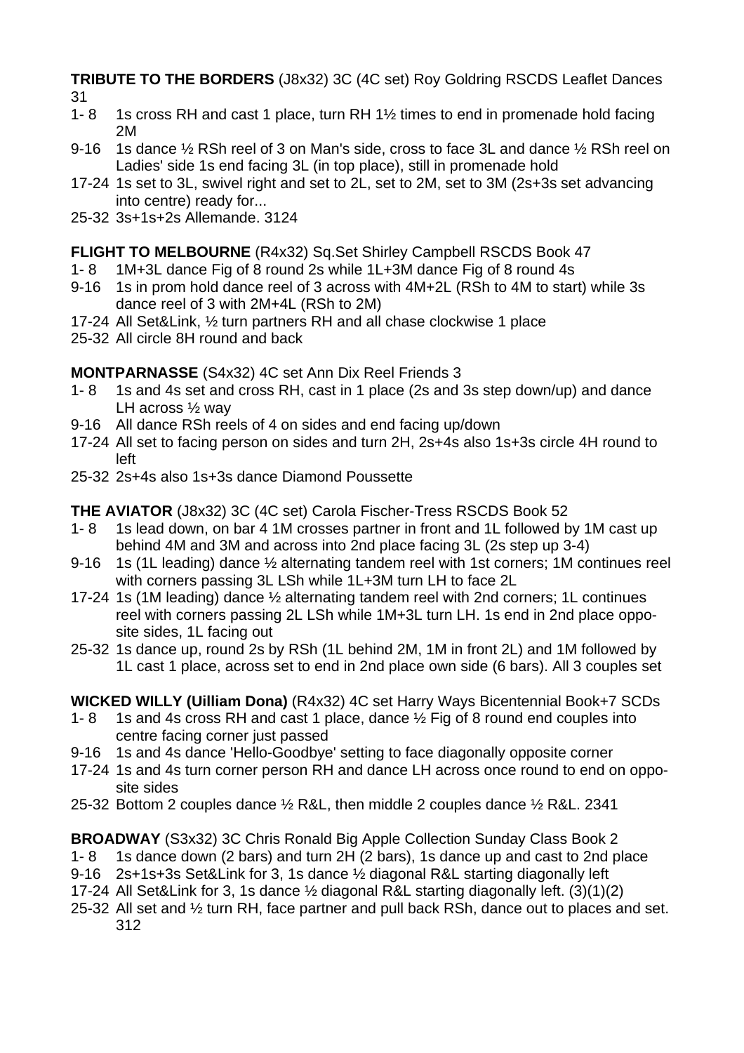**TRIBUTE TO THE BORDERS** (J8x32) 3C (4C set) Roy Goldring RSCDS Leaflet Dances 31

- 1- 8 1s cross RH and cast 1 place, turn RH 1½ times to end in promenade hold facing 2M
- 9-16 1s dance ½ RSh reel of 3 on Man's side, cross to face 3L and dance ½ RSh reel on Ladies' side 1s end facing 3L (in top place), still in promenade hold
- 17-24 1s set to 3L, swivel right and set to 2L, set to 2M, set to 3M (2s+3s set advancing into centre) ready for...
- 25-32 3s+1s+2s Allemande. 3124

**FLIGHT TO MELBOURNE** (R4x32) Sq.Set Shirley Campbell RSCDS Book 47

- 1- 8 1M+3L dance Fig of 8 round 2s while 1L+3M dance Fig of 8 round 4s
- 9-16 1s in prom hold dance reel of 3 across with 4M+2L (RSh to 4M to start) while 3s dance reel of 3 with 2M+4L (RSh to 2M)
- 17-24 All Set&Link, ½ turn partners RH and all chase clockwise 1 place
- 25-32 All circle 8H round and back

**MONTPARNASSE** (S4x32) 4C set Ann Dix Reel Friends 3

- 1- 8 1s and 4s set and cross RH, cast in 1 place (2s and 3s step down/up) and dance LH across ½ way
- 9-16 All dance RSh reels of 4 on sides and end facing up/down
- 17-24 All set to facing person on sides and turn 2H, 2s+4s also 1s+3s circle 4H round to left
- 25-32 2s+4s also 1s+3s dance Diamond Poussette

**THE AVIATOR** (J8x32) 3C (4C set) Carola Fischer-Tress RSCDS Book 52

- 1- 8 1s lead down, on bar 4 1M crosses partner in front and 1L followed by 1M cast up behind 4M and 3M and across into 2nd place facing 3L (2s step up 3-4)
- 9-16 1s (1L leading) dance ½ alternating tandem reel with 1st corners; 1M continues reel with corners passing 3L LSh while 1L+3M turn LH to face 2L
- 17-24 1s (1M leading) dance ½ alternating tandem reel with 2nd corners; 1L continues reel with corners passing 2L LSh while 1M+3L turn LH. 1s end in 2nd place opposite sides, 1L facing out
- 25-32 1s dance up, round 2s by RSh (1L behind 2M, 1M in front 2L) and 1M followed by 1L cast 1 place, across set to end in 2nd place own side (6 bars). All 3 couples set

**WICKED WILLY (Uilliam Dona)** (R4x32) 4C set Harry Ways Bicentennial Book+7 SCDs

- 1- 8 1s and 4s cross RH and cast 1 place, dance ½ Fig of 8 round end couples into centre facing corner just passed
- 9-16 1s and 4s dance 'Hello-Goodbye' setting to face diagonally opposite corner
- 17-24 1s and 4s turn corner person RH and dance LH across once round to end on opposite sides
- 25-32 Bottom 2 couples dance ½ R&L, then middle 2 couples dance ½ R&L. 2341

**BROADWAY** (S3x32) 3C Chris Ronald Big Apple Collection Sunday Class Book 2

- 1- 8 1s dance down (2 bars) and turn 2H (2 bars), 1s dance up and cast to 2nd place
- 9-16 2s+1s+3s Set&Link for 3, 1s dance ½ diagonal R&L starting diagonally left
- 17-24 All Set&Link for 3, 1s dance ½ diagonal R&L starting diagonally left. (3)(1)(2)
- 25-32 All set and ½ turn RH, face partner and pull back RSh, dance out to places and set. 312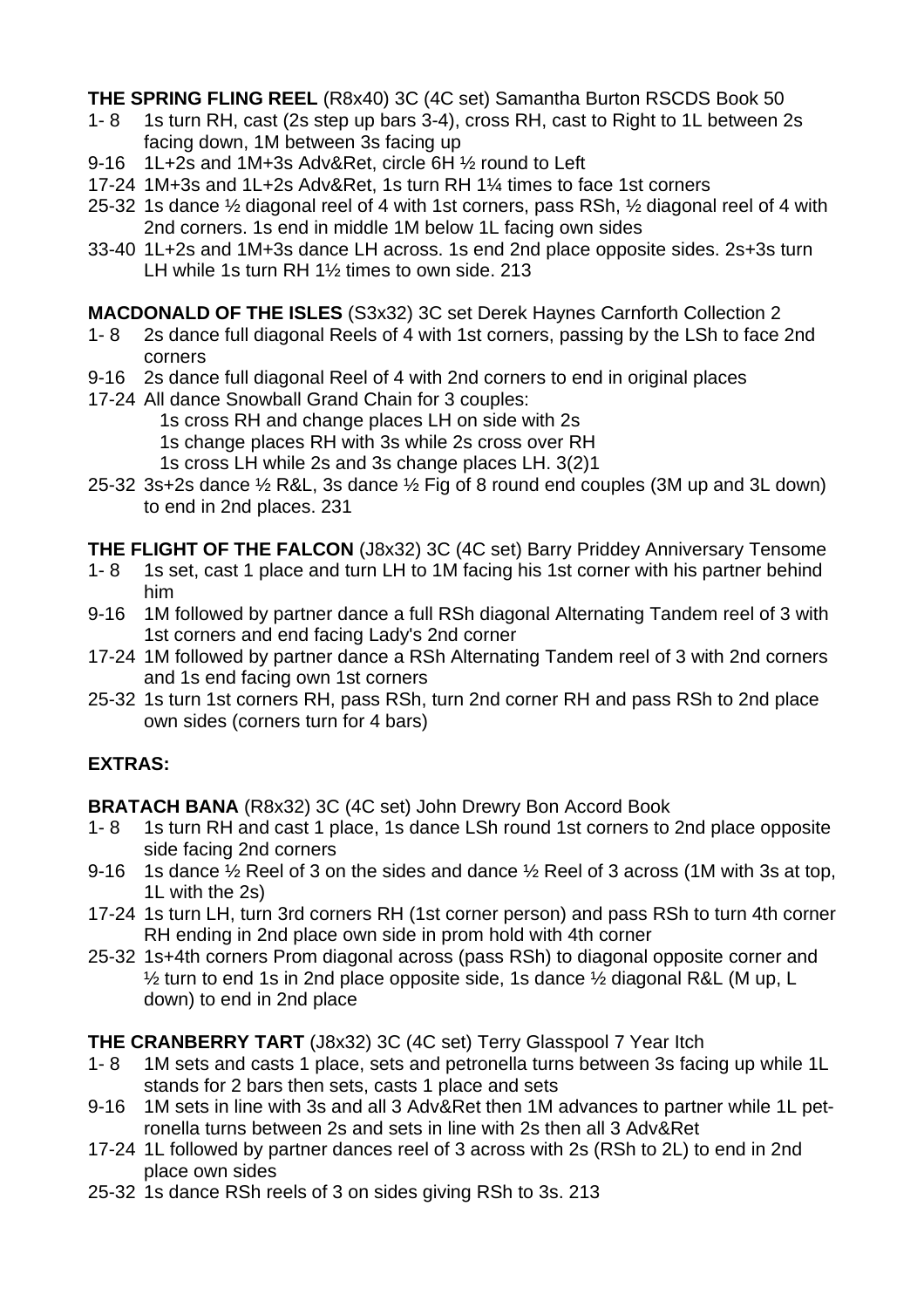**THE SPRING FLING REEL** (R8x40) 3C (4C set) Samantha Burton RSCDS Book 50

- 1- 8 1s turn RH, cast (2s step up bars 3-4), cross RH, cast to Right to 1L between 2s facing down, 1M between 3s facing up
- 9-16 1L+2s and 1M+3s Adv&Ret, circle 6H ½ round to Left
- 17-24 1M+3s and 1L+2s Adv&Ret, 1s turn RH 1¼ times to face 1st corners
- 25-32 1s dance ½ diagonal reel of 4 with 1st corners, pass RSh, ½ diagonal reel of 4 with 2nd corners. 1s end in middle 1M below 1L facing own sides
- 33-40 1L+2s and 1M+3s dance LH across. 1s end 2nd place opposite sides. 2s+3s turn LH while 1s turn RH 1½ times to own side. 213

**MACDONALD OF THE ISLES** (S3x32) 3C set Derek Haynes Carnforth Collection 2

- 1- 8 2s dance full diagonal Reels of 4 with 1st corners, passing by the LSh to face 2nd corners
- 9-16 2s dance full diagonal Reel of 4 with 2nd corners to end in original places
- 17-24 All dance Snowball Grand Chain for 3 couples:
  - 1s cross RH and change places LH on side with 2s
  - 1s change places RH with 3s while 2s cross over RH
  - 1s cross LH while 2s and 3s change places LH. 3(2)1
- 25-32 3s+2s dance ½ R&L, 3s dance ½ Fig of 8 round end couples (3M up and 3L down) to end in 2nd places. 231

**THE FLIGHT OF THE FALCON** (J8x32) 3C (4C set) Barry Priddey Anniversary Tensome

- 1- 8 1s set, cast 1 place and turn LH to 1M facing his 1st corner with his partner behind him
- 9-16 1M followed by partner dance a full RSh diagonal Alternating Tandem reel of 3 with 1st corners and end facing Lady's 2nd corner
- 17-24 1M followed by partner dance a RSh Alternating Tandem reel of 3 with 2nd corners and 1s end facing own 1st corners
- 25-32 1s turn 1st corners RH, pass RSh, turn 2nd corner RH and pass RSh to 2nd place own sides (corners turn for 4 bars)

**EXTRAS:**

**BRATACH BANA** (R8x32) 3C (4C set) John Drewry Bon Accord Book

- 1- 8 1s turn RH and cast 1 place, 1s dance LSh round 1st corners to 2nd place opposite side facing 2nd corners
- 9-16 1s dance ½ Reel of 3 on the sides and dance ½ Reel of 3 across (1M with 3s at top, 1L with the 2s)
- 17-24 1s turn LH, turn 3rd corners RH (1st corner person) and pass RSh to turn 4th corner RH ending in 2nd place own side in prom hold with 4th corner
- 25-32 1s+4th corners Prom diagonal across (pass RSh) to diagonal opposite corner and ½ turn to end 1s in 2nd place opposite side, 1s dance ½ diagonal R&L (M up, L down) to end in 2nd place

**THE CRANBERRY TART** (J8x32) 3C (4C set) Terry Glasspool 7 Year Itch

- 1- 8 1M sets and casts 1 place, sets and petronella turns between 3s facing up while 1L stands for 2 bars then sets, casts 1 place and sets
- 9-16 1M sets in line with 3s and all 3 Adv&Ret then 1M advances to partner while 1L petronella turns between 2s and sets in line with 2s then all 3 Adv&Ret
- 17-24 1L followed by partner dances reel of 3 across with 2s (RSh to 2L) to end in 2nd place own sides
- 25-32 1s dance RSh reels of 3 on sides giving RSh to 3s. 213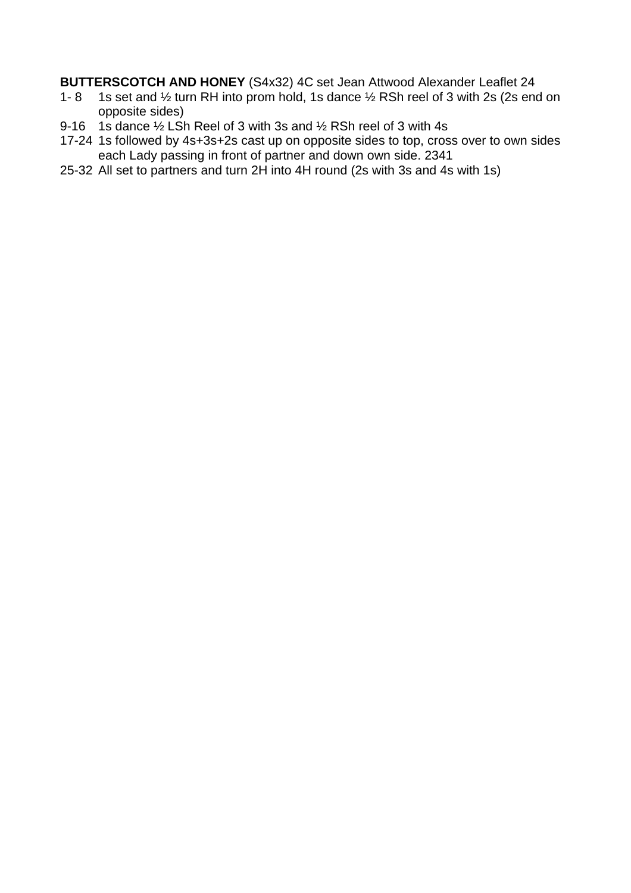**BUTTERSCOTCH AND HONEY** (S4x32) 4C set Jean Attwood Alexander Leaflet 24

1- 8 1s set and ½ turn RH into prom hold, 1s dance ½ RSh reel of 3 with 2s (2s end on opposite sides)

9-16 1s dance ½ LSh Reel of 3 with 3s and ½ RSh reel of 3 with 4s

17-24 1s followed by 4s+3s+2s cast up on opposite sides to top, cross over to own sides each Lady passing in front of partner and down own side. 2341

25-32 All set to partners and turn 2H into 4H round (2s with 3s and 4s with 1s)